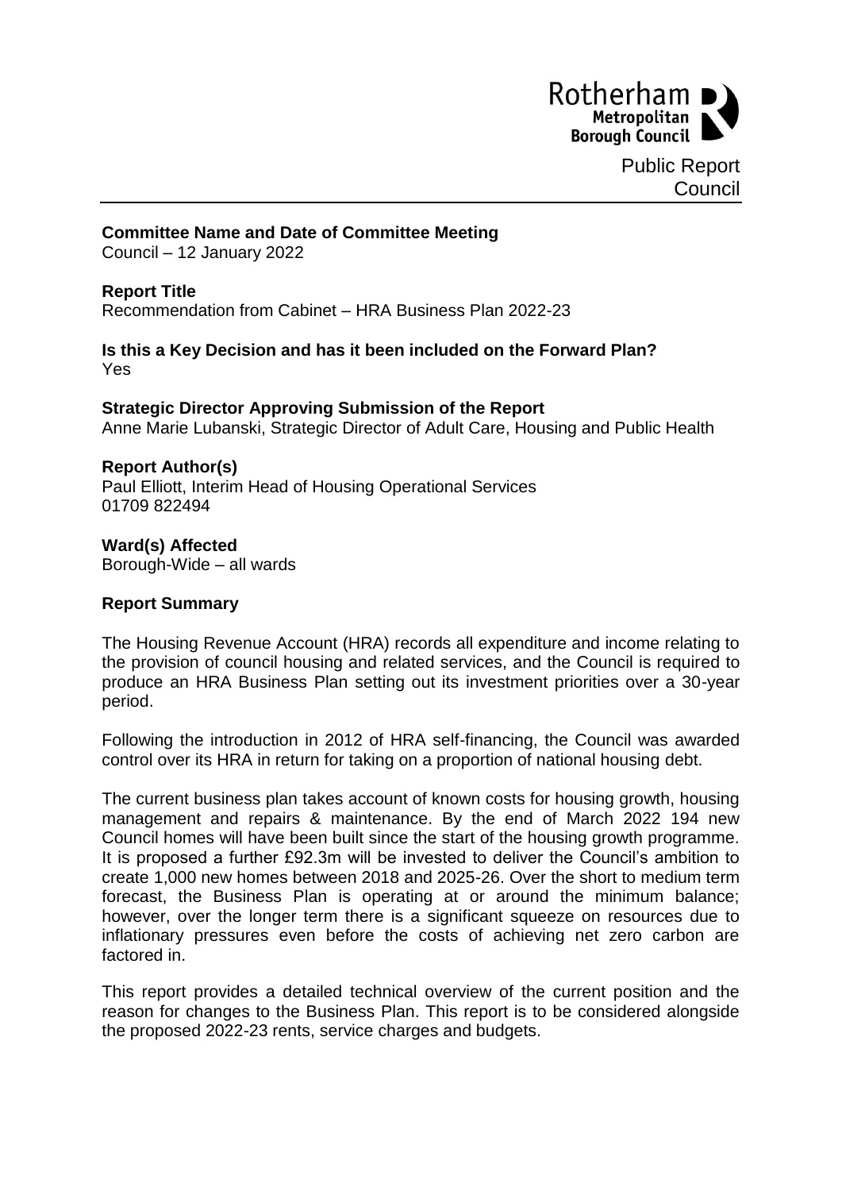Rotherham Metropolitan Borough Council

Public Report
Council

**Committee Name and Date of Committee Meeting**
Council – 12 January 2022

**Report Title**
Recommendation from Cabinet – HRA Business Plan 2022-23

**Is this a Key Decision and has it been included on the Forward Plan?**
Yes

**Strategic Director Approving Submission of the Report**
Anne Marie Lubanski, Strategic Director of Adult Care, Housing and Public Health

**Report Author(s)**
Paul Elliott, Interim Head of Housing Operational Services
01709 822494

**Ward(s) Affected**
Borough-Wide – all wards

**Report Summary**

The Housing Revenue Account (HRA) records all expenditure and income relating to the provision of council housing and related services, and the Council is required to produce an HRA Business Plan setting out its investment priorities over a 30-year period.

Following the introduction in 2012 of HRA self-financing, the Council was awarded control over its HRA in return for taking on a proportion of national housing debt.

The current business plan takes account of known costs for housing growth, housing management and repairs & maintenance. By the end of March 2022 194 new Council homes will have been built since the start of the housing growth programme. It is proposed a further £92.3m will be invested to deliver the Council's ambition to create 1,000 new homes between 2018 and 2025-26. Over the short to medium term forecast, the Business Plan is operating at or around the minimum balance; however, over the longer term there is a significant squeeze on resources due to inflationary pressures even before the costs of achieving net zero carbon are factored in.

This report provides a detailed technical overview of the current position and the reason for changes to the Business Plan. This report is to be considered alongside the proposed 2022-23 rents, service charges and budgets.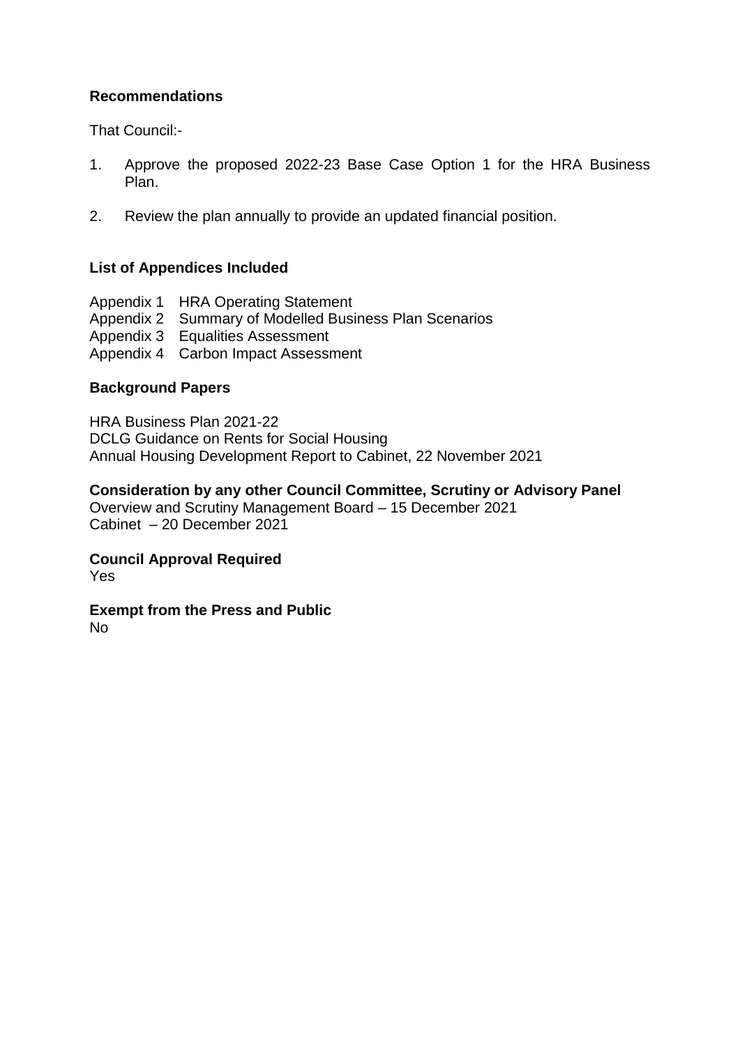**Recommendations**

That Council:-

1. Approve the proposed 2022-23 Base Case Option 1 for the HRA Business Plan.

2. Review the plan annually to provide an updated financial position.

**List of Appendices Included**

Appendix 1 HRA Operating Statement
Appendix 2 Summary of Modelled Business Plan Scenarios
Appendix 3 Equalities Assessment
Appendix 4 Carbon Impact Assessment

**Background Papers**

HRA Business Plan 2021-22
DCLG Guidance on Rents for Social Housing
Annual Housing Development Report to Cabinet, 22 November 2021

**Consideration by any other Council Committee, Scrutiny or Advisory Panel**
Overview and Scrutiny Management Board – 15 December 2021
Cabinet – 20 December 2021

**Council Approval Required**
Yes

**Exempt from the Press and Public**
No